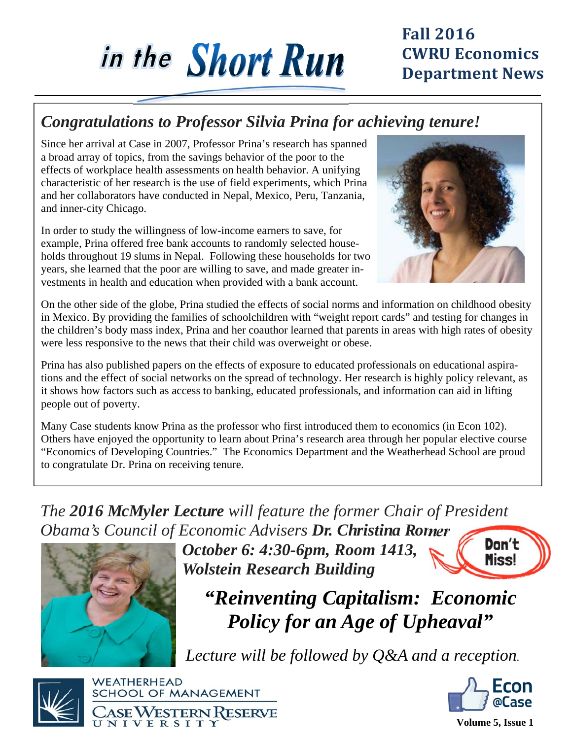# in the Short Run

**Fall 2016**
**CWRU Economics Department News**

## *Congratulations to Professor Silvia Prina for achieving tenure!*

Since her arrival at Case in 2007, Professor Prina's research has spanned a broad array of topics, from the savings behavior of the poor to the effects of workplace health assessments on health behavior. A unifying characteristic of her research is the use of field experiments, which Prina and her collaborators have conducted in Nepal, Mexico, Peru, Tanzania, and inner-city Chicago.

In order to study the willingness of low-income earners to save, for example, Prina offered free bank accounts to randomly selected households throughout 19 slums in Nepal. Following these households for two years, she learned that the poor are willing to save, and made greater investments in health and education when provided with a bank account.

On the other side of the globe, Prina studied the effects of social norms and information on childhood obesity in Mexico. By providing the families of schoolchildren with "weight report cards" and testing for changes in the children's body mass index, Prina and her coauthor learned that parents in areas with high rates of obesity were less responsive to the news that their child was overweight or obese.

Prina has also published papers on the effects of exposure to educated professionals on educational aspirations and the effect of social networks on the spread of technology. Her research is highly policy relevant, as it shows how factors such as access to banking, educated professionals, and information can aid in lifting people out of poverty.

Many Case students know Prina as the professor who first introduced them to economics (in Econ 102). Others have enjoyed the opportunity to learn about Prina's research area through her popular elective course "Economics of Developing Countries." The Economics Department and the Weatherhead School are proud to congratulate Dr. Prina on receiving tenure.

*The* ***2016 McMyler Lecture*** *will feature the former Chair of President Obama's Council of Economic Advisers* ***Dr. Christina Romer***

***October 6: 4:30-6pm, Room 1413, Wolstein Research Building***

Don't Miss!

## *"Reinventing Capitalism: Economic Policy for an Age of Upheaval"*

*Lecture will be followed by Q&A and a reception.*

WEATHERHEAD SCHOOL OF MANAGEMENT
CASE WESTERN RESERVE UNIVERSITY

Econ @Case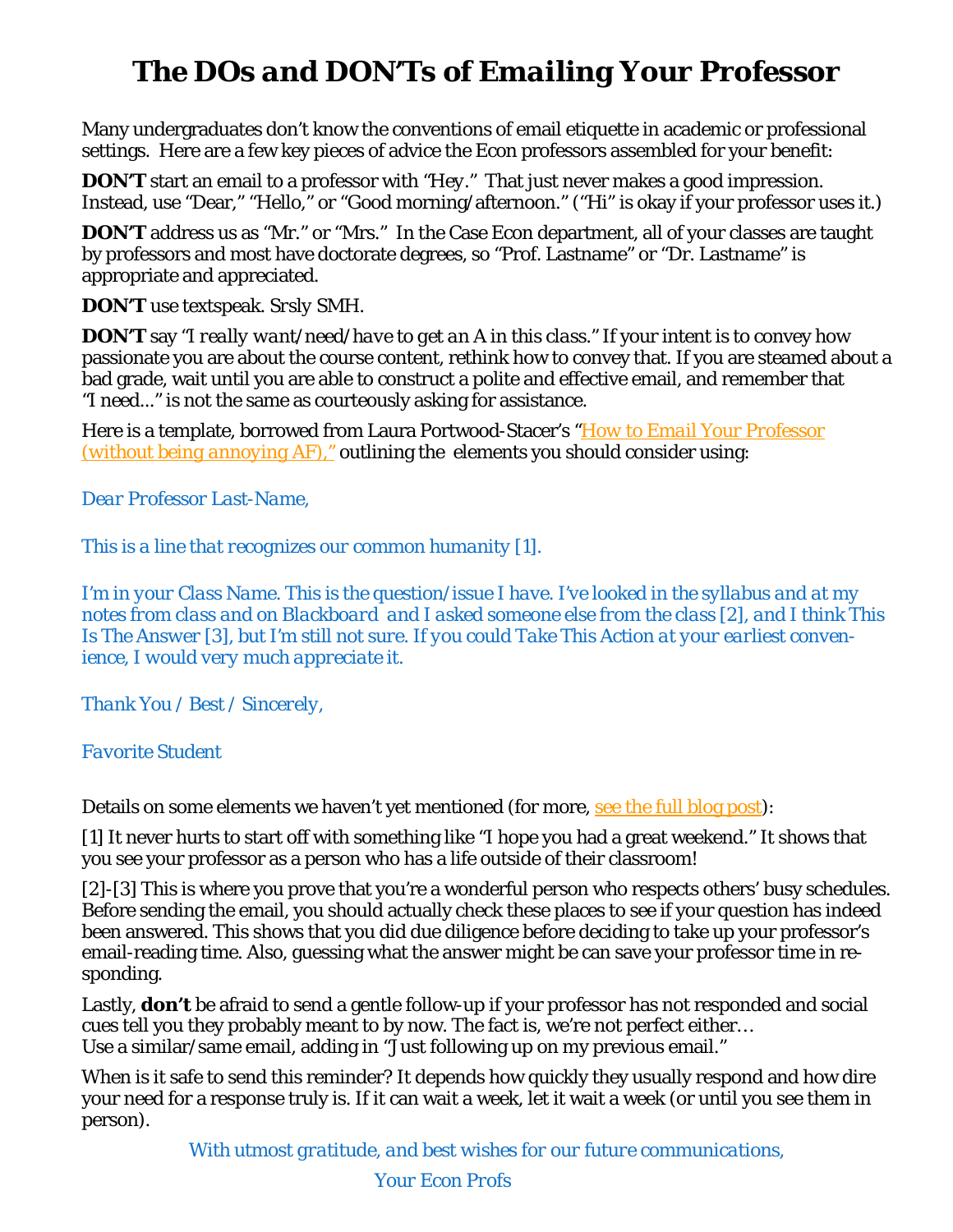# The DOs and DON'Ts of Emailing Your Professor

Many undergraduates don't know the conventions of email etiquette in academic or professional settings. Here are a few key pieces of advice the Econ professors assembled for your benefit:

**DON'T** start an email to a professor with "Hey." That just never makes a good impression. Instead, use "Dear," "Hello," or "Good morning/afternoon." ("Hi" is okay if your professor uses it.)

**DON'T** address us as "Mr." or "Mrs." In the Case Econ department, all of your classes are taught by professors and most have doctorate degrees, so "Prof. Lastname" or "Dr. Lastname" is appropriate and appreciated.

**DON'T** use textspeak. Srsly SMH.

**DON'T** say *"I really want/need/have to get an A in this class."* If your intent is to convey how passionate you are about the course content, rethink how to convey that. If you are steamed about a bad grade, wait until you are able to construct a polite and effective email, and remember that "I need..." is not the same as courteously asking for assistance.

Here is a template, borrowed from Laura Portwood-Stacer's "How to Email Your Professor (without being annoying AF)," outlining the elements you should consider using:

*Dear Professor Last-Name,*

*This is a line that recognizes our common humanity [1].*

*I'm in your Class Name. This is the question/issue I have. I've looked in the syllabus and at my notes from class and on Blackboard and I asked someone else from the class [2], and I think This Is The Answer [3], but I'm still not sure. If you could Take This Action at your earliest convenience, I would very much appreciate it.*

*Thank You / Best / Sincerely,*

*Favorite Student*

Details on some elements we haven't yet mentioned (for more, see the full blog post):

[1] It never hurts to start off with something like "I hope you had a great weekend." It shows that you see your professor as a person who has a life outside of their classroom!

[2]-[3] This is where you prove that you're a wonderful person who respects others' busy schedules. Before sending the email, you should actually check these places to see if your question has indeed been answered. This shows that you did due diligence before deciding to take up your professor's email-reading time. Also, guessing what the answer might be can save your professor time in responding.

Lastly, **don't** be afraid to send a gentle follow-up if your professor has not responded and social cues tell you they probably meant to by now. The fact is, we're not perfect either…
Use a similar/same email, adding in "Just following up on my previous email."

When is it safe to send this reminder? It depends how quickly they usually respond and how dire your need for a response truly is. If it can wait a week, let it wait a week (or until you see them in person).

*With utmost gratitude, and best wishes for our future communications,*

Your Econ Profs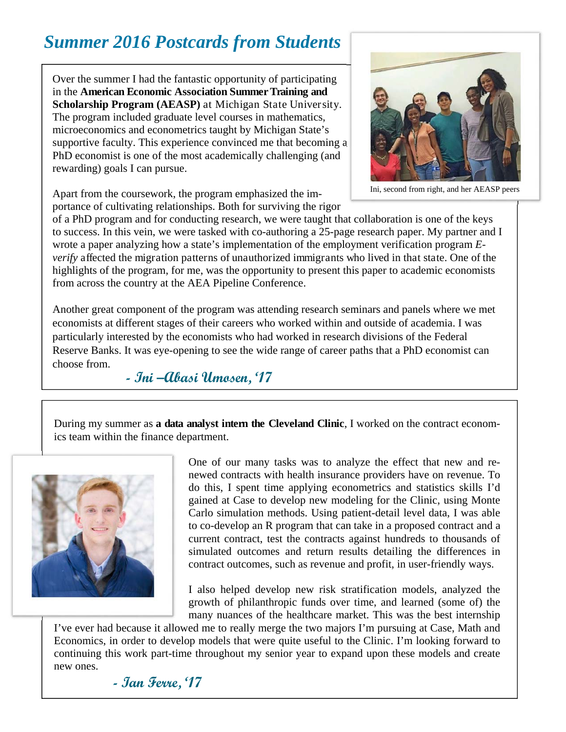# Summer 2016 Postcards from Students

Over the summer I had the fantastic opportunity of participating in the **American Economic Association Summer Training and Scholarship Program (AEASP)** at Michigan State University. The program included graduate level courses in mathematics, microeconomics and econometrics taught by Michigan State's supportive faculty. This experience convinced me that becoming a PhD economist is one of the most academically challenging (and rewarding) goals I can pursue.

Ini, second from right, and her AEASP peers

Apart from the coursework, the program emphasized the importance of cultivating relationships. Both for surviving the rigor of a PhD program and for conducting research, we were taught that collaboration is one of the keys to success. In this vein, we were tasked with co-authoring a 25-page research paper. My partner and I wrote a paper analyzing how a state's implementation of the employment verification program *E-verify* affected the migration patterns of unauthorized immigrants who lived in that state. One of the highlights of the program, for me, was the opportunity to present this paper to academic economists from across the country at the AEA Pipeline Conference.

Another great component of the program was attending research seminars and panels where we met economists at different stages of their careers who worked within and outside of academia. I was particularly interested by the economists who had worked in research divisions of the Federal Reserve Banks. It was eye-opening to see the wide range of career paths that a PhD economist can choose from.

**- Ini –Abasi Umosen, '17**

During my summer as **a data analyst intern the Cleveland Clinic**, I worked on the contract economics team within the finance department.

One of our many tasks was to analyze the effect that new and renewed contracts with health insurance providers have on revenue. To do this, I spent time applying econometrics and statistics skills I'd gained at Case to develop new modeling for the Clinic, using Monte Carlo simulation methods. Using patient-detail level data, I was able to co-develop an R program that can take in a proposed contract and a current contract, test the contracts against hundreds to thousands of simulated outcomes and return results detailing the differences in contract outcomes, such as revenue and profit, in user-friendly ways.

I also helped develop new risk stratification models, analyzed the growth of philanthropic funds over time, and learned (some of) the many nuances of the healthcare market. This was the best internship I've ever had because it allowed me to really merge the two majors I'm pursuing at Case, Math and Economics, in order to develop models that were quite useful to the Clinic. I'm looking forward to continuing this work part-time throughout my senior year to expand upon these models and create new ones.

**- Ian Ferre, '17**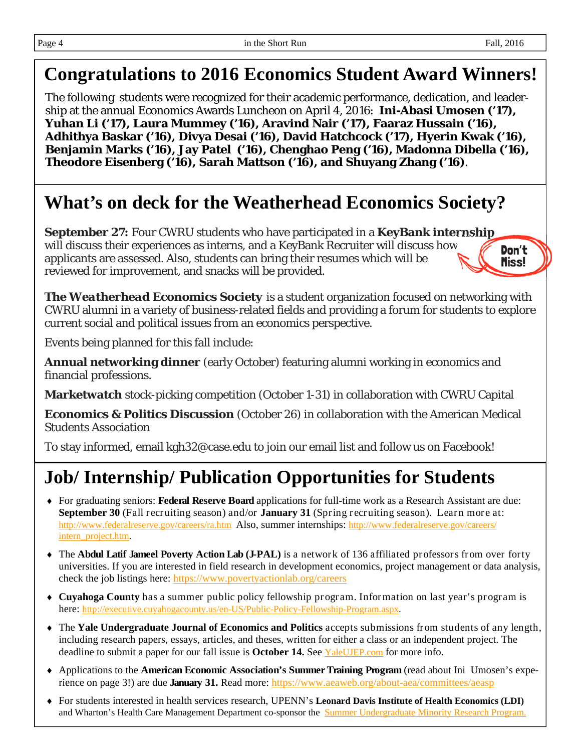## Congratulations to 2016 Economics Student Award Winners!

The following students were recognized for their academic performance, dedication, and leadership at the annual Economics Awards Luncheon on April 4, 2016: **Ini-Abasi Umosen ('17), Yuhan Li ('17), Laura Mummey ('16), Aravind Nair ('17), Faaraz Hussain ('16), Adhithya Baskar ('16), Divya Desai ('16), David Hatchcock ('17), Hyerin Kwak ('16), Benjamin Marks ('16), Jay Patel ('16), Chenghao Peng ('16), Madonna Dibella ('16), Theodore Eisenberg ('16), Sarah Mattson ('16), and Shuyang Zhang ('16)**.

## What's on deck for the Weatherhead Economics Society?

**September 27:** Four CWRU students who have participated in a **KeyBank internship** will discuss their experiences as interns, and a KeyBank Recruiter will discuss how applicants are assessed. Also, students can bring their resumes which will be reviewed for improvement, and snacks will be provided.

Don't Miss!

***The Weatherhead Economics Society*** is a student organization focused on networking with CWRU alumni in a variety of business-related fields and providing a forum for students to explore current social and political issues from an economics perspective.

Events being planned for this fall include:

**Annual networking dinner** (early October) featuring alumni working in economics and financial professions.

**Marketwatch** stock-picking competition (October 1-31) in collaboration with CWRU Capital

**Economics & Politics Discussion** (October 26) in collaboration with the American Medical Students Association

To stay informed, email kgh32@case.edu to join our email list and follow us on Facebook!

## Job/ Internship/ Publication Opportunities for Students

- For graduating seniors: **Federal Reserve Board** applications for full-time work as a Research Assistant are due: **September 30** (Fall recruiting season) and/or **January 31** (Spring recruiting season). Learn more at: http://www.federalreserve.gov/careers/ra.htm Also, summer internships: http://www.federalreserve.gov/careers/intern_project.htm.
- The **Abdul Latif Jameel Poverty Action Lab (J-PAL)** is a network of 136 affiliated professors from over forty universities. If you are interested in field research in development economics, project management or data analysis, check the job listings here: https://www.povertyactionlab.org/careers
- **Cuyahoga County** has a summer public policy fellowship program. Information on last year's program is here: http://executive.cuyahogacounty.us/en-US/Public-Policy-Fellowship-Program.aspx.
- The **Yale Undergraduate Journal of Economics and Politics** accepts submissions from students of any length, including research papers, essays, articles, and theses, written for either a class or an independent project. The deadline to submit a paper for our fall issue is **October 14.** See YaleUJEP.com for more info.
- Applications to the **American Economic Association's Summer Training Program** (read about Ini Umosen's experience on page 3!) are due **January 31.** Read more: https://www.aeaweb.org/about-aea/committees/aeasp
- For students interested in health services research, UPENN's **Leonard Davis Institute of Health Economics (LDI)** and Wharton's Health Care Management Department co-sponsor the Summer Undergraduate Minority Research Program.